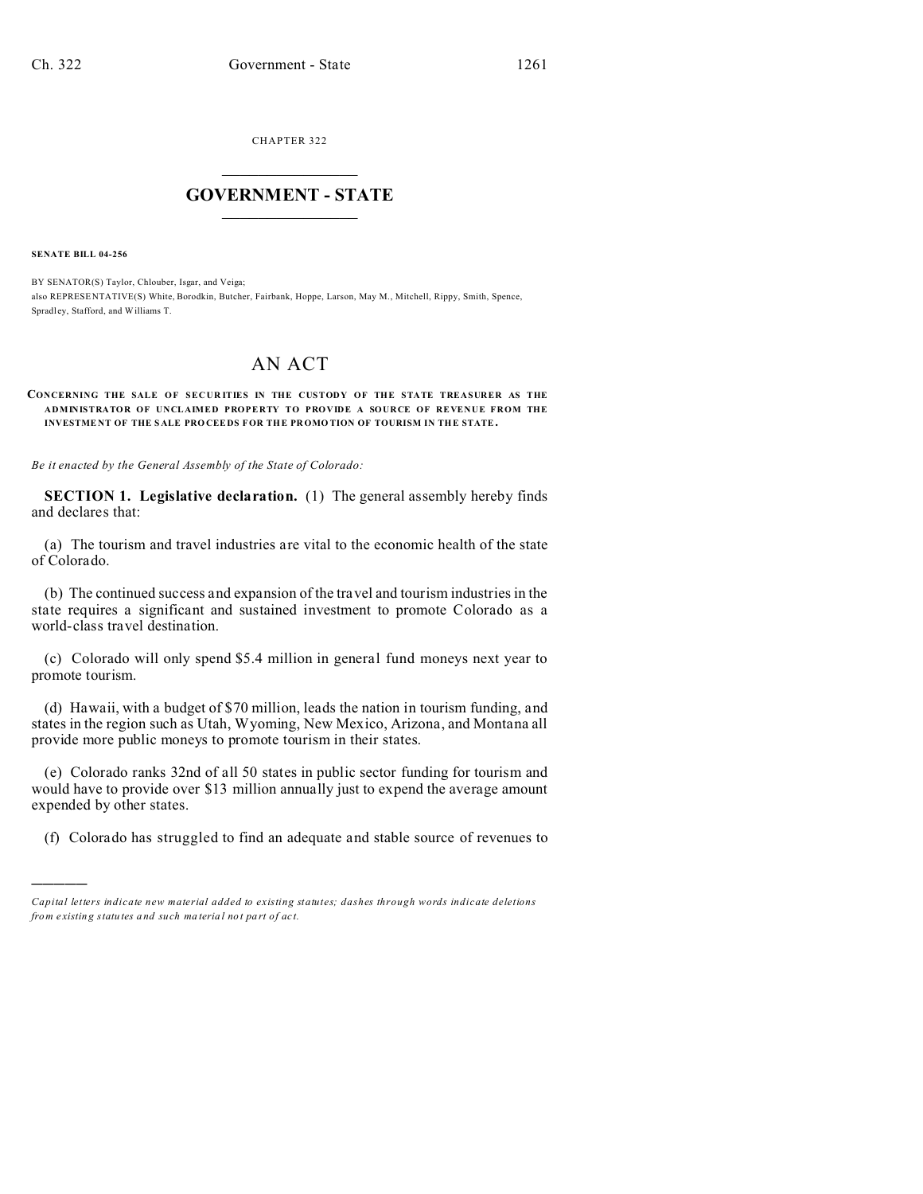CHAPTER 322

# GOVERNMENT - STATE

**SENATE BILL 04-256**

BY SENATOR(S) Taylor, Chlouber, Isgar, and Veiga;
also REPRESENTATIVE(S) White, Borodkin, Butcher, Fairbank, Hoppe, Larson, May M., Mitchell, Rippy, Smith, Spence, Spradley, Stafford, and Williams T.

# AN ACT

**CONCERNING THE SALE OF SECURITIES IN THE CUSTODY OF THE STATE TREASURER AS THE ADMINISTRATOR OF UNCLAIMED PROPERTY TO PROVIDE A SOURCE OF REVENUE FROM THE INVESTMENT OF THE SALE PROCEEDS FOR THE PROMOTION OF TOURISM IN THE STATE.**

*Be it enacted by the General Assembly of the State of Colorado:*

**SECTION 1. Legislative declaration.** (1) The general assembly hereby finds and declares that:

(a) The tourism and travel industries are vital to the economic health of the state of Colorado.

(b) The continued success and expansion of the travel and tourism industries in the state requires a significant and sustained investment to promote Colorado as a world-class travel destination.

(c) Colorado will only spend $5.4 million in general fund moneys next year to promote tourism.

(d) Hawaii, with a budget of $70 million, leads the nation in tourism funding, and states in the region such as Utah, Wyoming, New Mexico, Arizona, and Montana all provide more public moneys to promote tourism in their states.

(e) Colorado ranks 32nd of all 50 states in public sector funding for tourism and would have to provide over $13 million annually just to expend the average amount expended by other states.

(f) Colorado has struggled to find an adequate and stable source of revenues to

*Capital letters indicate new material added to existing statutes; dashes through words indicate deletions from existing statutes and such material not part of act.*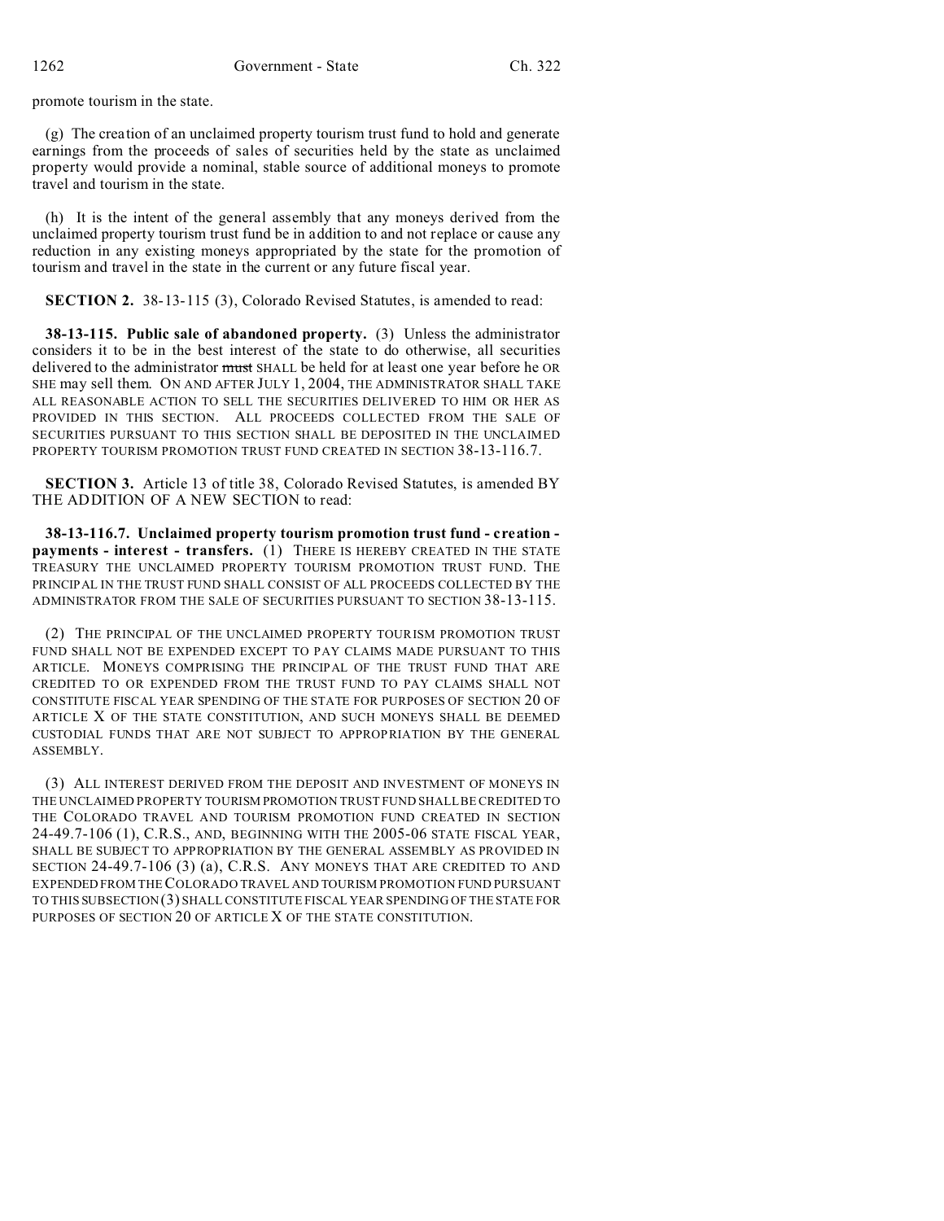promote tourism in the state.

(g) The creation of an unclaimed property tourism trust fund to hold and generate earnings from the proceeds of sales of securities held by the state as unclaimed property would provide a nominal, stable source of additional moneys to promote travel and tourism in the state.

(h) It is the intent of the general assembly that any moneys derived from the unclaimed property tourism trust fund be in addition to and not replace or cause any reduction in any existing moneys appropriated by the state for the promotion of tourism and travel in the state in the current or any future fiscal year.

**SECTION 2.** 38-13-115 (3), Colorado Revised Statutes, is amended to read:

**38-13-115. Public sale of abandoned property.** (3) Unless the administrator considers it to be in the best interest of the state to do otherwise, all securities delivered to the administrator ~~must~~ SHALL be held for at least one year before he OR SHE may sell them. ON AND AFTER JULY 1, 2004, THE ADMINISTRATOR SHALL TAKE ALL REASONABLE ACTION TO SELL THE SECURITIES DELIVERED TO HIM OR HER AS PROVIDED IN THIS SECTION. ALL PROCEEDS COLLECTED FROM THE SALE OF SECURITIES PURSUANT TO THIS SECTION SHALL BE DEPOSITED IN THE UNCLAIMED PROPERTY TOURISM PROMOTION TRUST FUND CREATED IN SECTION 38-13-116.7.

**SECTION 3.** Article 13 of title 38, Colorado Revised Statutes, is amended BY THE ADDITION OF A NEW SECTION to read:

**38-13-116.7. Unclaimed property tourism promotion trust fund - creation - payments - interest - transfers.** (1) THERE IS HEREBY CREATED IN THE STATE TREASURY THE UNCLAIMED PROPERTY TOURISM PROMOTION TRUST FUND. THE PRINCIPAL IN THE TRUST FUND SHALL CONSIST OF ALL PROCEEDS COLLECTED BY THE ADMINISTRATOR FROM THE SALE OF SECURITIES PURSUANT TO SECTION 38-13-115.

(2) THE PRINCIPAL OF THE UNCLAIMED PROPERTY TOURISM PROMOTION TRUST FUND SHALL NOT BE EXPENDED EXCEPT TO PAY CLAIMS MADE PURSUANT TO THIS ARTICLE. MONEYS COMPRISING THE PRINCIPAL OF THE TRUST FUND THAT ARE CREDITED TO OR EXPENDED FROM THE TRUST FUND TO PAY CLAIMS SHALL NOT CONSTITUTE FISCAL YEAR SPENDING OF THE STATE FOR PURPOSES OF SECTION 20 OF ARTICLE X OF THE STATE CONSTITUTION, AND SUCH MONEYS SHALL BE DEEMED CUSTODIAL FUNDS THAT ARE NOT SUBJECT TO APPROPRIATION BY THE GENERAL ASSEMBLY.

(3) ALL INTEREST DERIVED FROM THE DEPOSIT AND INVESTMENT OF MONEYS IN THE UNCLAIMED PROPERTY TOURISM PROMOTION TRUST FUND SHALL BE CREDITED TO THE COLORADO TRAVEL AND TOURISM PROMOTION FUND CREATED IN SECTION 24-49.7-106 (1), C.R.S., AND, BEGINNING WITH THE 2005-06 STATE FISCAL YEAR, SHALL BE SUBJECT TO APPROPRIATION BY THE GENERAL ASSEMBLY AS PROVIDED IN SECTION 24-49.7-106 (3) (a), C.R.S. ANY MONEYS THAT ARE CREDITED TO AND EXPENDED FROM THE COLORADO TRAVEL AND TOURISM PROMOTION FUND PURSUANT TO THIS SUBSECTION (3) SHALL CONSTITUTE FISCAL YEAR SPENDING OF THE STATE FOR PURPOSES OF SECTION 20 OF ARTICLE X OF THE STATE CONSTITUTION.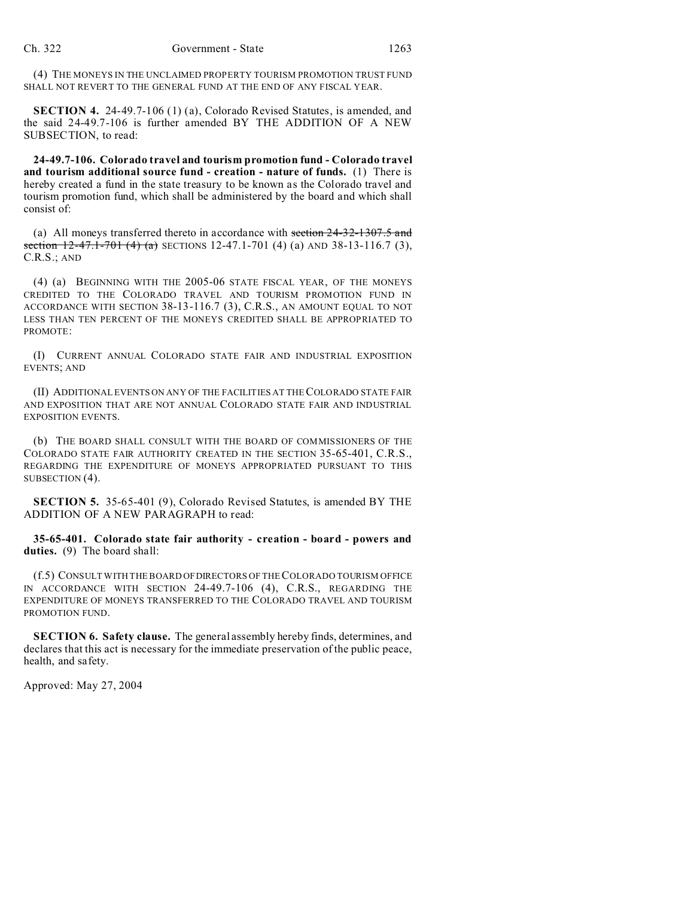(4) THE MONEYS IN THE UNCLAIMED PROPERTY TOURISM PROMOTION TRUST FUND SHALL NOT REVERT TO THE GENERAL FUND AT THE END OF ANY FISCAL YEAR.

**SECTION 4.** 24-49.7-106 (1) (a), Colorado Revised Statutes, is amended, and the said 24-49.7-106 is further amended BY THE ADDITION OF A NEW SUBSECTION, to read:

**24-49.7-106. Colorado travel and tourism promotion fund - Colorado travel and tourism additional source fund - creation - nature of funds.** (1) There is hereby created a fund in the state treasury to be known as the Colorado travel and tourism promotion fund, which shall be administered by the board and which shall consist of:

(a) All moneys transferred thereto in accordance with ~~section 24-32-1307.5 and section 12-47.1-701 (4) (a)~~ SECTIONS 12-47.1-701 (4) (a) AND 38-13-116.7 (3), C.R.S.; AND

(4) (a) BEGINNING WITH THE 2005-06 STATE FISCAL YEAR, OF THE MONEYS CREDITED TO THE COLORADO TRAVEL AND TOURISM PROMOTION FUND IN ACCORDANCE WITH SECTION 38-13-116.7 (3), C.R.S., AN AMOUNT EQUAL TO NOT LESS THAN TEN PERCENT OF THE MONEYS CREDITED SHALL BE APPROPRIATED TO PROMOTE:

(I) CURRENT ANNUAL COLORADO STATE FAIR AND INDUSTRIAL EXPOSITION EVENTS; AND

(II) ADDITIONAL EVENTS ON ANY OF THE FACILITIES AT THE COLORADO STATE FAIR AND EXPOSITION THAT ARE NOT ANNUAL COLORADO STATE FAIR AND INDUSTRIAL EXPOSITION EVENTS.

(b) THE BOARD SHALL CONSULT WITH THE BOARD OF COMMISSIONERS OF THE COLORADO STATE FAIR AUTHORITY CREATED IN THE SECTION 35-65-401, C.R.S., REGARDING THE EXPENDITURE OF MONEYS APPROPRIATED PURSUANT TO THIS SUBSECTION (4).

**SECTION 5.** 35-65-401 (9), Colorado Revised Statutes, is amended BY THE ADDITION OF A NEW PARAGRAPH to read:

**35-65-401. Colorado state fair authority - creation - board - powers and duties.** (9) The board shall:

(f.5) CONSULT WITH THE BOARD OF DIRECTORS OF THE COLORADO TOURISM OFFICE IN ACCORDANCE WITH SECTION 24-49.7-106 (4), C.R.S., REGARDING THE EXPENDITURE OF MONEYS TRANSFERRED TO THE COLORADO TRAVEL AND TOURISM PROMOTION FUND.

**SECTION 6. Safety clause.** The general assembly hereby finds, determines, and declares that this act is necessary for the immediate preservation of the public peace, health, and safety.

Approved: May 27, 2004